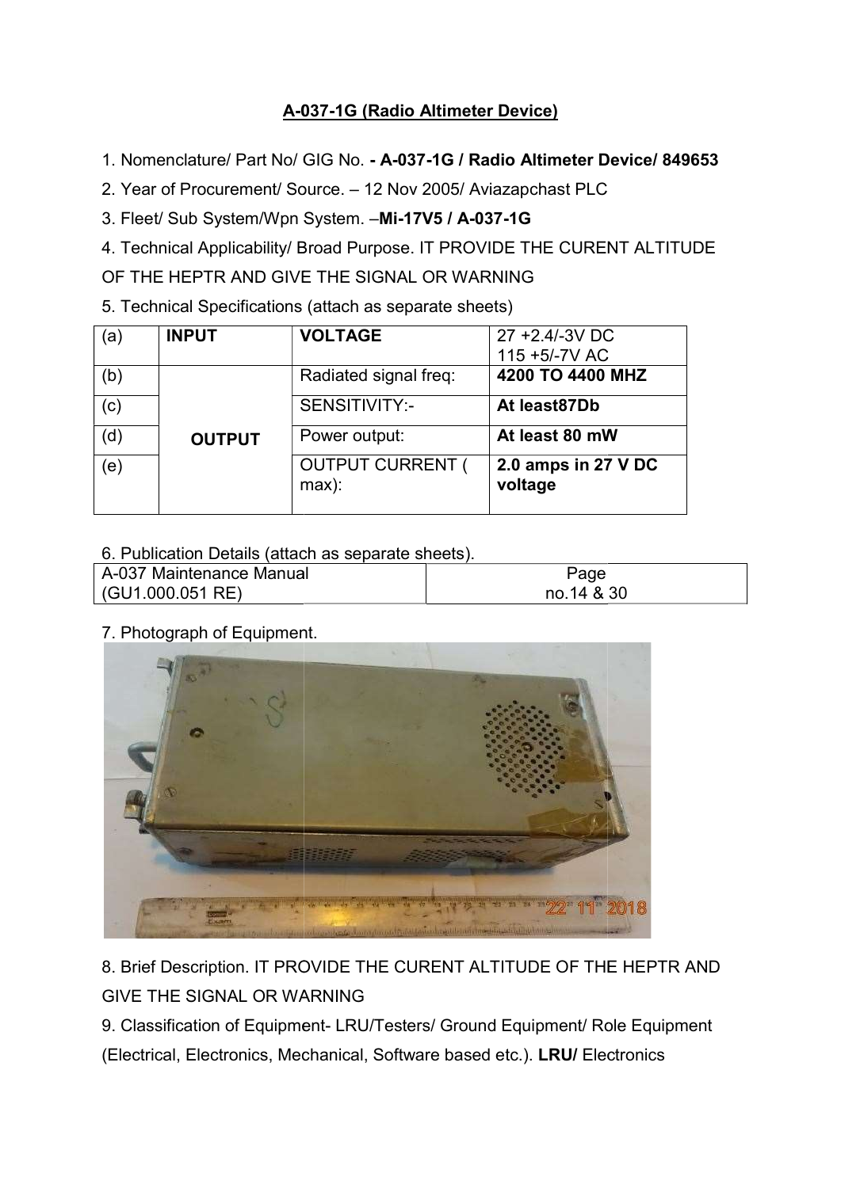# A-037-1G (Radio Altimeter Device)

1. Nomenclature/ Part No/ GIG No. **- A-037-1G / Radio Altimeter Device/ 849653**
2. Year of Procurement/ Source. – 12 Nov 2005/ Aviazapchast PLC
3. Fleet/ Sub System/Wpn System. –**Mi-17V5 / A-037-1G**
4. Technical Applicability/ Broad Purpose. IT PROVIDE THE CURENT ALTITUDE OF THE HEPTR AND GIVE THE SIGNAL OR WARNING
5. Technical Specifications (attach as separate sheets)

| (a) | **INPUT** | **VOLTAGE** | 27 +2.4/-3V DC<br>115 +5/-7V AC |
|---|---|---|---|
| (b) | **OUTPUT** | Radiated signal freq: | **4200 TO 4400 MHZ** |
| (c) | | SENSITIVITY:- | **At least87Db** |
| (d) | | Power output: | **At least 80 mW** |
| (e) | | OUTPUT CURRENT ( max): | **2.0 amps in 27 V DC voltage** |

6. Publication Details (attach as separate sheets).

| A-037 Maintenance Manual (GU1.000.051 RE) | Page no.14 & 30 |
|---|---|

7. Photograph of Equipment.

8. Brief Description. IT PROVIDE THE CURENT ALTITUDE OF THE HEPTR AND GIVE THE SIGNAL OR WARNING
9. Classification of Equipment- LRU/Testers/ Ground Equipment/ Role Equipment (Electrical, Electronics, Mechanical, Software based etc.). **LRU/** Electronics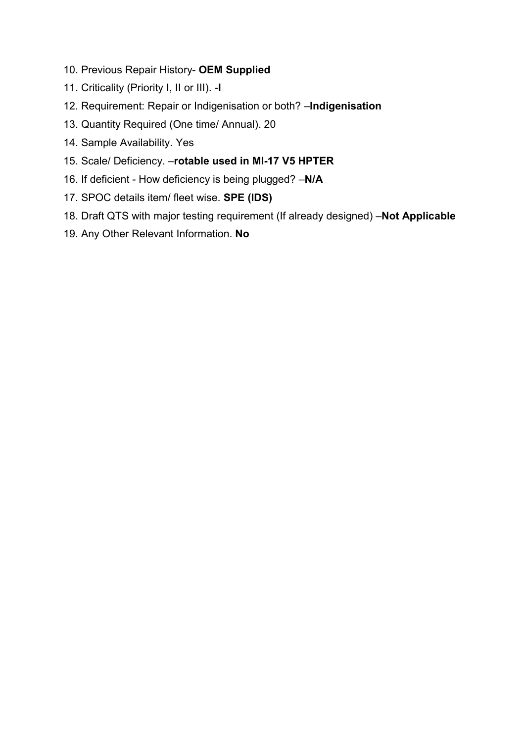10. Previous Repair History- **OEM Supplied**
11. Criticality (Priority I, II or III). -**I**
12. Requirement: Repair or Indigenisation or both? –**Indigenisation**
13. Quantity Required (One time/ Annual). 20
14. Sample Availability. Yes
15. Scale/ Deficiency. –**rotable used in MI-17 V5 HPTER**
16. If deficient - How deficiency is being plugged? –**N/A**
17. SPOC details item/ fleet wise. **SPE (IDS)**
18. Draft QTS with major testing requirement (If already designed) –**Not Applicable**
19. Any Other Relevant Information. **No**